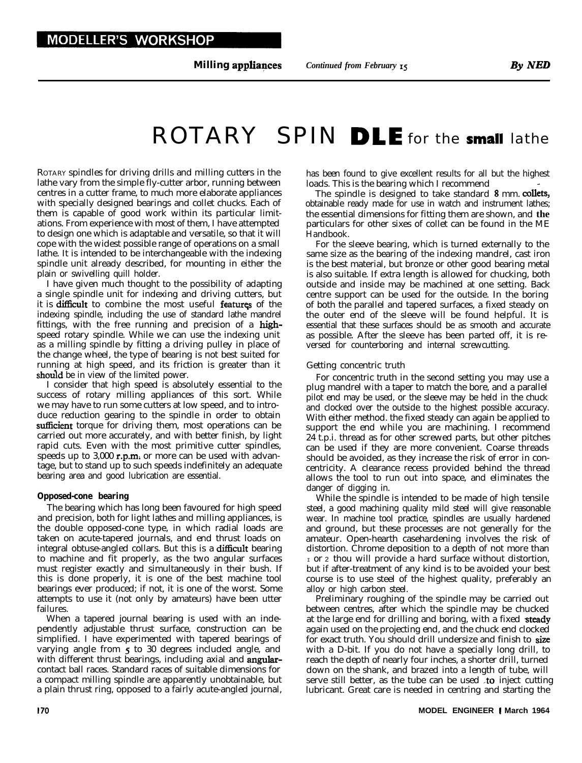MODELLER'S WORKSHOP

**Milling appliances** *Continued from February 15* ***By NED***

# ROTARY SPINDLE for the small lathe

ROTARY spindles for driving drills and milling cutters in the lathe vary from the simple fly-cutter arbor, running between centres in a cutter frame, to much more elaborate appliances with specially designed bearings and collet chucks. Each of them is capable of good work within its particular limitations. From experience with most of them, I have attempted to design one which is adaptable and versatile, so that it will cope with the widest possible range of operations on a small lathe. It is intended to be interchangeable with the indexing spindle unit already described, for mounting in either the plain or swivelling quill holder.

I have given much thought to the possibility of adapting a single spindle unit for indexing and driving cutters, but it is difficult to combine the most useful features of the indexing spindle, including the use of standard lathe mandrel fittings, with the free running and precision of a high-speed rotary spindle. While we can use the indexing unit as a milling spindle by fitting a driving pulley in place of the change wheel, the type of bearing is not best suited for running at high speed, and its friction is greater than it should be in view of the limited power.

I consider that high speed is absolutely essential to the success of rotary milling appliances of this sort. While we may have to run some cutters at low speed, and to introduce reduction gearing to the spindle in order to obtain sufficient torque for driving them, most operations can be carried out more accurately, and with better finish, by light rapid cuts. Even with the most primitive cutter spindles, speeds up to 3,000 r.p.m. or more can be used with advantage, but to stand up to such speeds indefinitely an adequate bearing area and good lubrication are essential.

**Opposed-cone bearing**

The bearing which has long been favoured for high speed and precision, both for light lathes and milling appliances, is the double opposed-cone type, in which radial loads are taken on acute-tapered journals, and end thrust loads on integral obtuse-angled collars. But this is a difficult bearing to machine and fit properly, as the two angular surfaces must register exactly and simultaneously in their bush. If this is done properly, it is one of the best machine tool bearings ever produced; if not, it is one of the worst. Some attempts to use it (not only by amateurs) have been utter failures.

When a tapered journal bearing is used with an independently adjustable thrust surface, construction can be simplified. I have experimented with tapered bearings of varying angle from 5 to 30 degrees included angle, and with different thrust bearings, including axial and angular-contact ball races. Standard races of suitable dimensions for a compact milling spindle are apparently unobtainable, but a plain thrust ring, opposed to a fairly acute-angled journal, has been found to give excellent results for all but the highest loads. This is the bearing which I recommend.

The spindle is designed to take standard 8 mm. collets, obtainable ready made for use in watch and instrument lathes; the essential dimensions for fitting them are shown, and the particulars for other sixes of collet can be found in the ME Handbook.

For the sleeve bearing, which is turned externally to the same size as the bearing of the indexing mandrel, cast iron is the best material, but bronze or other good bearing metal is also suitable. If extra length is allowed for chucking, both outside and inside may be machined at one setting. Back centre support can be used for the outside. In the boring of both the parallel and tapered surfaces, a fixed steady on the outer end of the sleeve will be found helpful. It is essential that these surfaces should be as smooth and accurate as possible. After the sleeve has been parted off, it is reversed for counterboring and internal screwcutting.

Getting concentric truth

For concentric truth in the second setting you may use a plug mandrel with a taper to match the bore, and a parallel pilot end may be used, or the sleeve may be held in the chuck and clocked over the outside to the highest possible accuracy. With either method. the fixed steady can again be applied to support the end while you are machining. I recommend 24 t.p.i. thread as for other screwed parts, but other pitches can be used if they are more convenient. Coarse threads should be avoided, as they increase the risk of error in concentricity. A clearance recess provided behind the thread allows the tool to run out into space, and eliminates the danger of digging in.

While the spindle is intended to be made of high tensile steel, a good machining quality mild steel will give reasonable wear. In machine tool practice, spindles are usually hardened and ground, but these processes are not generally for the amateur. Open-hearth casehardening involves the risk of distortion. Chrome deposition to a depth of not more than 1 or 2 thou will provide a hard surface without distortion, but if after-treatment of any kind is to be avoided your best course is to use steel of the highest quality, preferably an alloy or high carbon steel.

Preliminary roughing of the spindle may be carried out between centres, after which the spindle may be chucked at the large end for drilling and boring, with a fixed steady again used on the projecting end, and the chuck end clocked for exact truth. You should drill undersize and finish to size with a D-bit. If you do not have a specially long drill, to reach the depth of nearly four inches, a shorter drill, turned down on the shank, and brazed into a length of tube, will serve still better, as the tube can be used to inject cutting lubricant. Great care is needed in centring and starting the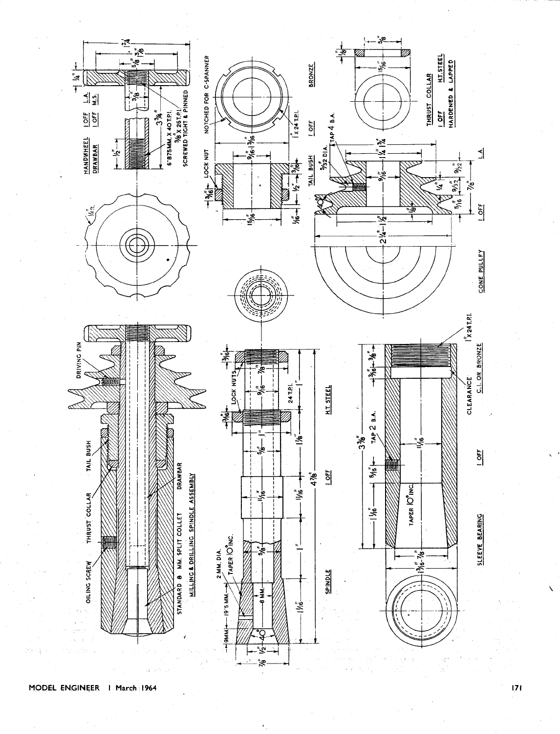MILLING & DRILLING SPINDLE ASSEMBLY

OILING SCREW

THRUST COLLAR

TAIL BUSH

DRIVING PIN

STANDARD 8 MM. SPLIT COLLET

DRAWBAR

HANDWHEEL 1 OFF L.A.

DRAWBAR 1 OFF M.S.

6·875MM. X 40T.P.I.

3/8" X 26T.P.I. SCREWED TIGHT & PINNED

LOCK NUT

NOTCHED FOR C-SPANNER

TAIL BUSH 1 OFF BRONZE

1" X 24 T.P.I.

TAP 4 B.A.

5/32 DIA.

CONE PULLEY 1 OFF L.A.

THRUST COLLAR 1 OFF H.T. STEEL HARDENED & LAPPED

SPINDLE 1 OFF H.T. STEEL

LOCK NUTS

24 T.P.I.

2 MM. DIA.

TAPER 10° INC.

9MM.

19·5 MM.

8 MM.

SLEEVE BEARING 1 OFF C.I. OR BRONZE

TAP 2 B.A.

TAPER 10° INC.

CLEARANCE

1" X 24 T.P.I.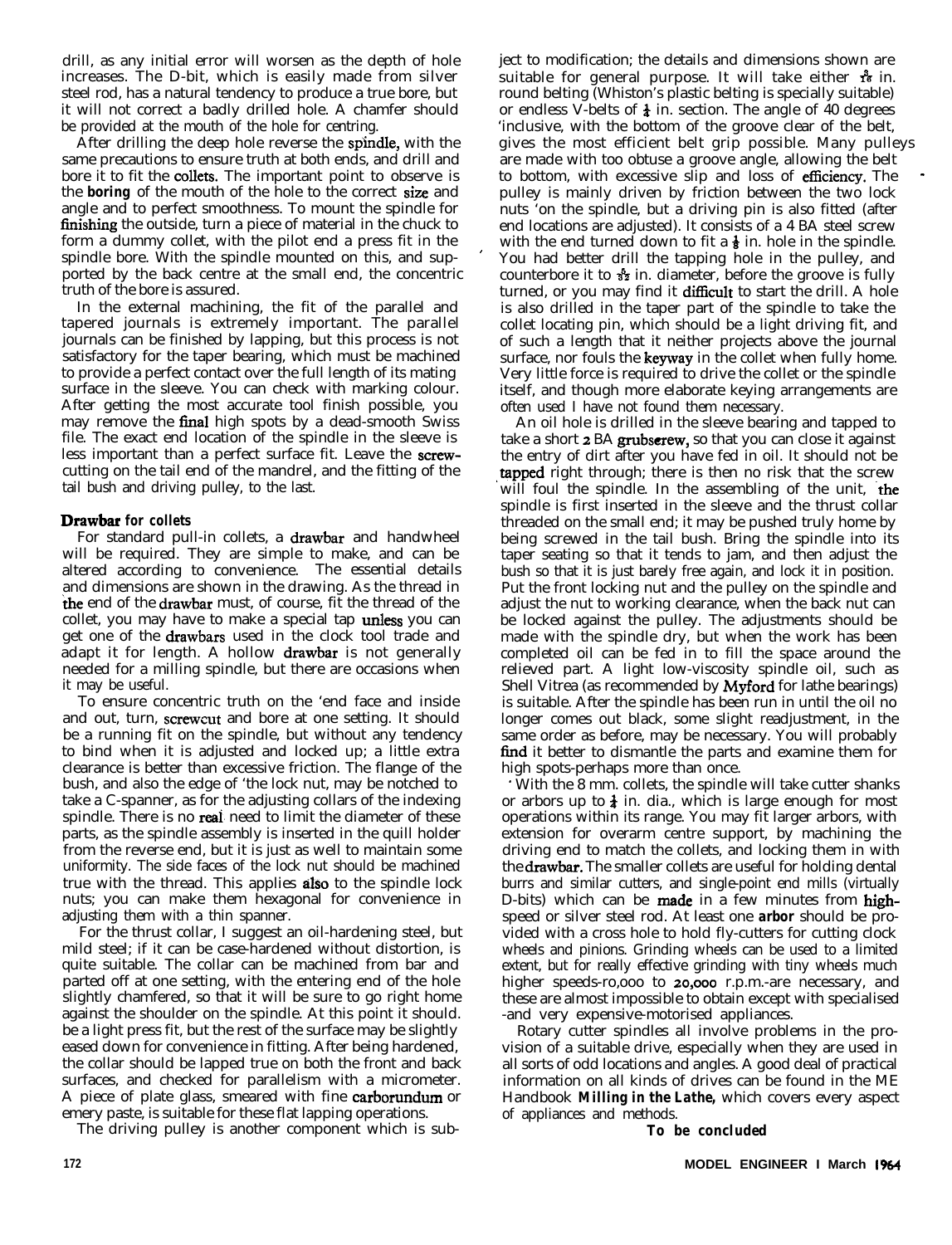drill, as any initial error will worsen as the depth of hole increases. The D-bit, which is easily made from silver steel rod, has a natural tendency to produce a true bore, but it will not correct a badly drilled hole. A chamfer should be provided at the mouth of the hole for centring.

After drilling the deep hole reverse the spindle, with the same precautions to ensure truth at both ends, and drill and bore it to fit the collets. The important point to observe is the **boring** of the mouth of the hole to the correct size and angle and to perfect smoothness. To mount the spindle for finishing the outside, turn a piece of material in the chuck to form a dummy collet, with the pilot end a press fit in the spindle bore. With the spindle mounted on this, and supported by the back centre at the small end, the concentric truth of the bore is assured.

In the external machining, the fit of the parallel and tapered journals is extremely important. The parallel journals can be finished by lapping, but this process is not satisfactory for the taper bearing, which must be machined to provide a perfect contact over the full length of its mating surface in the sleeve. You can check with marking colour. After getting the most accurate tool finish possible, you may remove the final high spots by a dead-smooth Swiss file. The exact end location of the spindle in the sleeve is less important than a perfect surface fit. Leave the screwcutting on the tail end of the mandrel, and the fitting of the tail bush and driving pulley, to the last.

### Drawbar for collets

For standard pull-in collets, a drawbar and handwheel will be required. They are simple to make, and can be altered according to convenience. The essential details and dimensions are shown in the drawing. As the thread in the end of the drawbar must, of course, fit the thread of the collet, you may have to make a special tap unless you can get one of the drawbars used in the clock tool trade and adapt it for length. A hollow drawbar is not generally needed for a milling spindle, but there are occasions when it may be useful.

To ensure concentric truth on the end face and inside and out, turn, screwcut and bore at one setting. It should be a running fit on the spindle, but without any tendency to bind when it is adjusted and locked up; a little extra clearance is better than excessive friction. The flange of the bush, and also the edge of the lock nut, may be notched to take a C-spanner, as for the adjusting collars of the indexing spindle. There is no real need to limit the diameter of these parts, as the spindle assembly is inserted in the quill holder from the reverse end, but it is just as well to maintain some uniformity. The side faces of the lock nut should be machined true with the thread. This applies also to the spindle lock nuts; you can make them hexagonal for convenience in adjusting them with a thin spanner.

For the thrust collar, I suggest an oil-hardening steel, but mild steel; if it can be case-hardened without distortion, is quite suitable. The collar can be machined from bar and parted off at one setting, with the entering end of the hole slightly chamfered, so that it will be sure to go right home against the shoulder on the spindle. At this point it should. be a light press fit, but the rest of the surface may be slightly eased down for convenience in fitting. After being hardened, the collar should be lapped true on both the front and back surfaces, and checked for parallelism with a micrometer. A piece of plate glass, smeared with fine carborundum or emery paste, is suitable for these flat lapping operations.

The driving pulley is another component which is subject to modification; the details and dimensions shown are suitable for general purpose. It will take either $\frac{3}{16}$ in. round belting (Whiston's plastic belting is specially suitable) or endless V-belts of $\frac{1}{4}$ in. section. The angle of 40 degrees inclusive, with the bottom of the groove clear of the belt, gives the most efficient belt grip possible. Many pulleys are made with too obtuse a groove angle, allowing the belt to bottom, with excessive slip and loss of efficiency. The pulley is mainly driven by friction between the two lock nuts on the spindle, but a driving pin is also fitted (after end locations are adjusted). It consists of a 4 BA steel screw with the end turned down to fit a $\frac{1}{8}$ in. hole in the spindle. You had better drill the tapping hole in the pulley, and counterbore it to $\frac{5}{32}$ in. diameter, before the groove is fully turned, or you may find it difficult to start the drill. A hole is also drilled in the taper part of the spindle to take the collet locating pin, which should be a light driving fit, and of such a length that it neither projects above the journal surface, nor fouls the keyway in the collet when fully home. Very little force is required to drive the collet or the spindle itself, and though more elaborate keying arrangements are often used I have not found them necessary.

An oil hole is drilled in the sleeve bearing and tapped to take a short 2 BA grubscrew, so that you can close it against the entry of dirt after you have fed in oil. It should not be tapped right through; there is then no risk that the screw will foul the spindle. In the assembling of the unit, the spindle is first inserted in the sleeve and the thrust collar threaded on the small end; it may be pushed truly home by being screwed in the tail bush. Bring the spindle into its taper seating so that it tends to jam, and then adjust the bush so that it is just barely free again, and lock it in position. Put the front locking nut and the pulley on the spindle and adjust the nut to working clearance, when the back nut can be locked against the pulley. The adjustments should be made with the spindle dry, but when the work has been completed oil can be fed in to fill the space around the relieved part. A light low-viscosity spindle oil, such as Shell Vitrea (as recommended by Myford for lathe bearings) is suitable. After the spindle has been run in until the oil no longer comes out black, some slight readjustment, in the same order as before, may be necessary. You will probably find it better to dismantle the parts and examine them for high spots-perhaps more than once.

With the 8 mm. collets, the spindle will take cutter shanks or arbors up to $\frac{1}{4}$ in. dia., which is large enough for most operations within its range. You may fit larger arbors, with extension for overarm centre support, by machining the driving end to match the collets, and locking them in with the drawbar. The smaller collets are useful for holding dental burrs and similar cutters, and single-point end mills (virtually D-bits) which can be made in a few minutes from high-speed or silver steel rod. At least one **arbor** should be provided with a cross hole to hold fly-cutters for cutting clock wheels and pinions. Grinding wheels can be used to a limited extent, but for really effective grinding with tiny wheels much higher speeds-10,000 to 20,000 r.p.m.-are necessary, and these are almost impossible to obtain except with specialised -and very expensive-motorised appliances.

Rotary cutter spindles all involve problems in the provision of a suitable drive, especially when they are used in all sorts of odd locations and angles. A good deal of practical information on all kinds of drives can be found in the ME Handbook **Milling in the Lathe,** which covers every aspect of appliances and methods.

**To be concluded**